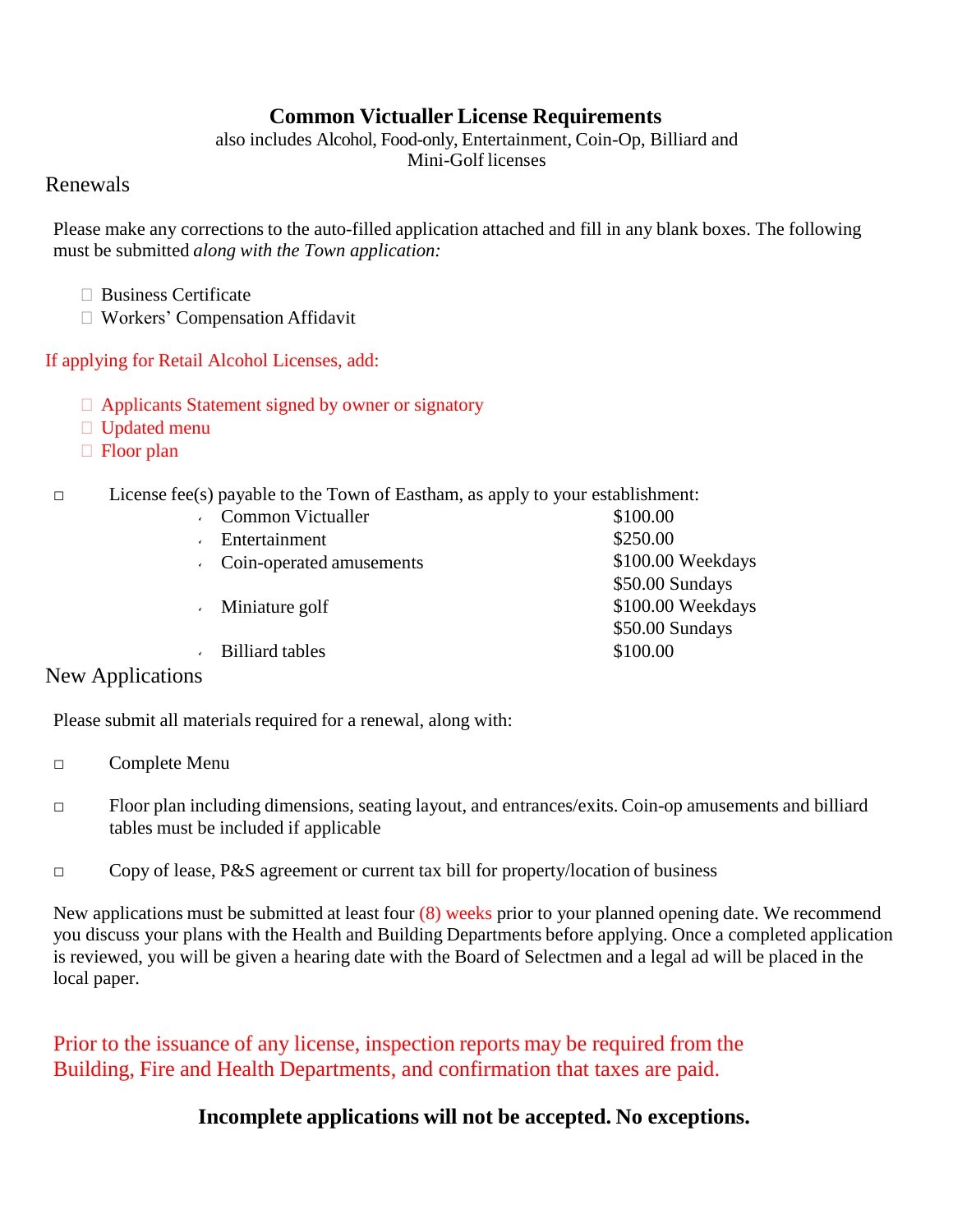# Common Victualler License Requirements

also includes Alcohol, Food-only, Entertainment, Coin-Op, Billiard and Mini-Golf licenses

## Renewals

Please make any corrections to the auto-filled application attached and fill in any blank boxes. The following must be submitted *along with the Town application:*

- ☐ Business Certificate
- ☐ Workers' Compensation Affidavit

If applying for Retail Alcohol Licenses, add:

- ☐ Applicants Statement signed by owner or signatory
- ☐ Updated menu
- ☐ Floor plan

☐ License fee(s) payable to the Town of Eastham, as apply to your establishment:

| License | Fee |
|---|---|
| Common Victualler | $100.00 |
| Entertainment | $250.00 |
| Coin-operated amusements | $100.00 Weekdays<br>$50.00 Sundays |
| Miniature golf | $100.00 Weekdays<br>$50.00 Sundays |
| Billiard tables | $100.00 |

## New Applications

Please submit all materials required for a renewal, along with:

☐ Complete Menu

☐ Floor plan including dimensions, seating layout, and entrances/exits. Coin-op amusements and billiard tables must be included if applicable

☐ Copy of lease, P&S agreement or current tax bill for property/location of business

New applications must be submitted at least four (8) weeks prior to your planned opening date. We recommend you discuss your plans with the Health and Building Departments before applying. Once a completed application is reviewed, you will be given a hearing date with the Board of Selectmen and a legal ad will be placed in the local paper.

Prior to the issuance of any license, inspection reports may be required from the Building, Fire and Health Departments, and confirmation that taxes are paid.

**Incomplete applications will not be accepted. No exceptions.**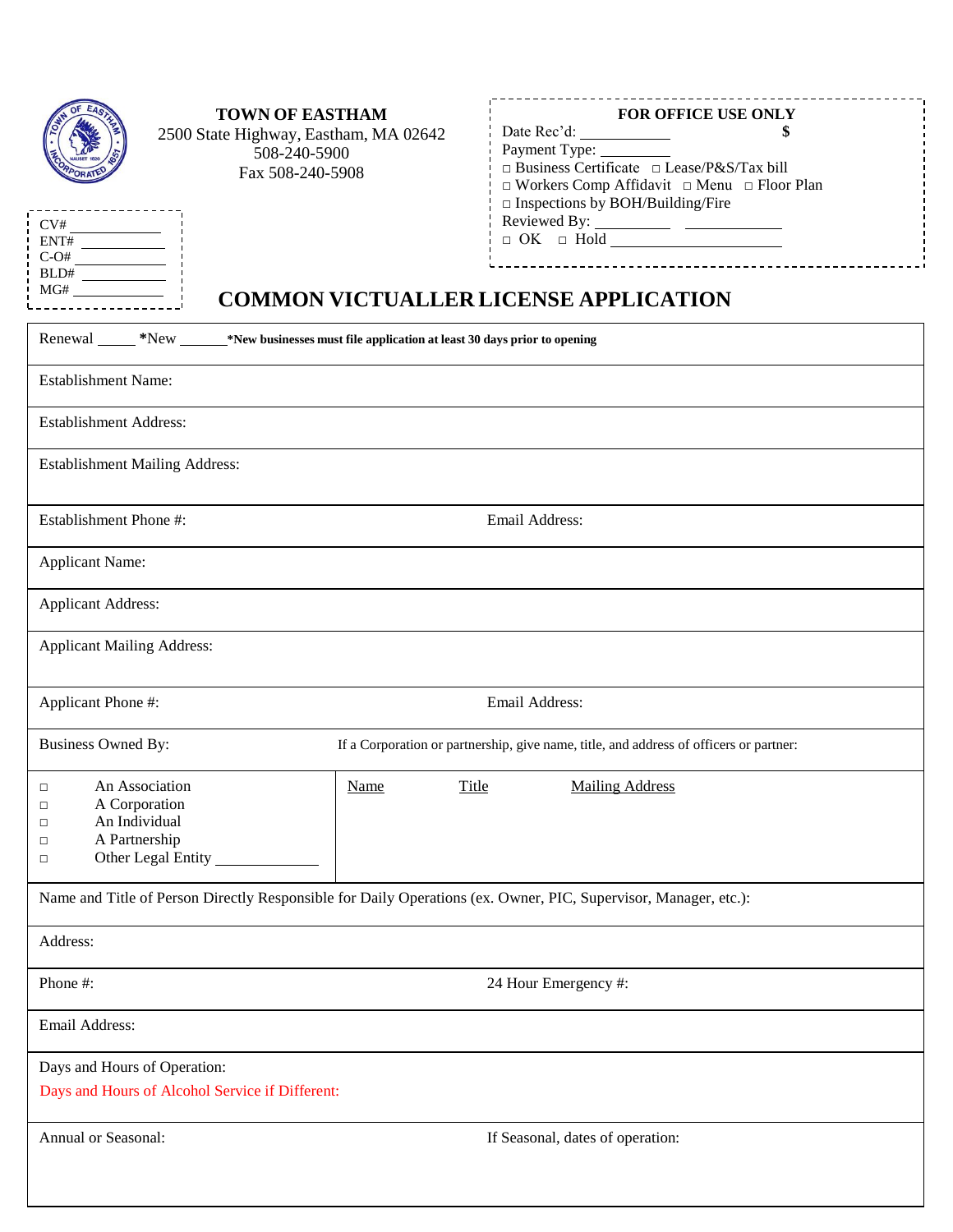**TOWN OF EASTHAM**
2500 State Highway, Eastham, MA 02642
508-240-5900
Fax 508-240-5908

| FOR OFFICE USE ONLY |
|---|
| Date Rec'd: ___________ **$** |
| Payment Type: _________ |
| □ Business Certificate □ Lease/P&S/Tax bill |
| □ Workers Comp Affidavit □ Menu □ Floor Plan |
| □ Inspections by BOH/Building/Fire |
| Reviewed By: _________ ___________ |
| □ OK □ Hold ____________________ |

CV# ___________
ENT# ___________
C-O# ___________
BLD# ___________
MG# ___________

# COMMON VICTUALLER LICENSE APPLICATION

| | |
|---|---|
| Renewal _____ ***New** ______ ***New businesses must file application at least 30 days prior to opening** | |
| Establishment Name: | |
| Establishment Address: | |
| Establishment Mailing Address: | |
| Establishment Phone #: | Email Address: |
| Applicant Name: | |
| Applicant Address: | |
| Applicant Mailing Address: | |
| Applicant Phone #: | Email Address: |
| Business Owned By: | If a Corporation or partnership, give name, title, and address of officers or partner: |
| □ An Association<br>□ A Corporation<br>□ An Individual<br>□ A Partnership<br>□ Other Legal Entity ___________ | Name &nbsp;&nbsp; Title &nbsp;&nbsp; Mailing Address |
| Name and Title of Person Directly Responsible for Daily Operations (ex. Owner, PIC, Supervisor, Manager, etc.): | |
| Address: | |
| Phone #: | 24 Hour Emergency #: |
| Email Address: | |
| Days and Hours of Operation:<br>Days and Hours of Alcohol Service if Different: | |
| Annual or Seasonal: | If Seasonal, dates of operation: |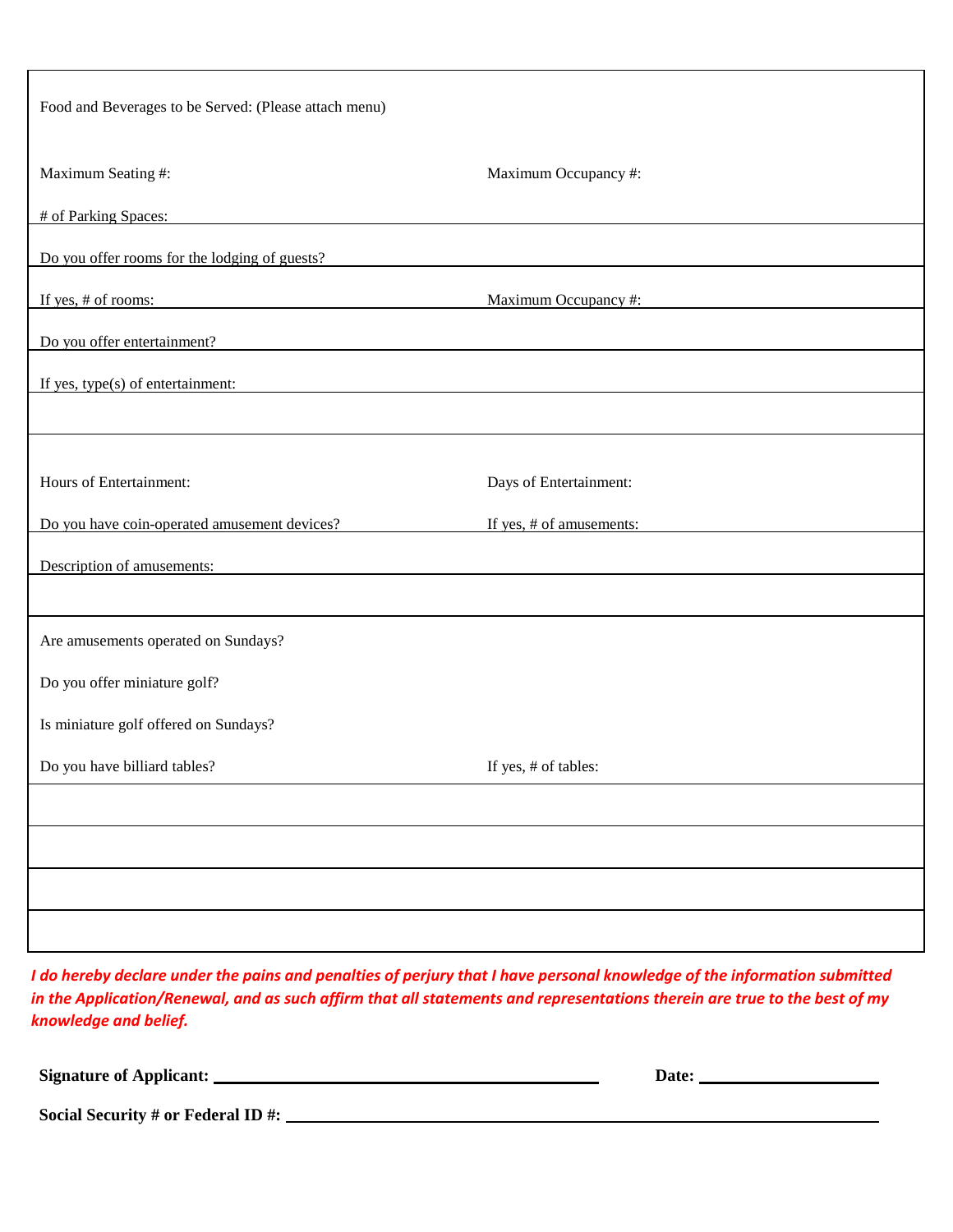Food and Beverages to be Served: (Please attach menu)

Maximum Seating #: Maximum Occupancy #:

# of Parking Spaces:

Do you offer rooms for the lodging of guests?

If yes, # of rooms: Maximum Occupancy #:

Do you offer entertainment?

If yes, type(s) of entertainment:

Hours of Entertainment: Days of Entertainment:

Do you have coin-operated amusement devices? If yes, # of amusements:

Description of amusements:

Are amusements operated on Sundays?

Do you offer miniature golf?

Is miniature golf offered on Sundays?

Do you have billiard tables? If yes, # of tables:

***I do hereby declare under the pains and penalties of perjury that I have personal knowledge of the information submitted in the Application/Renewal, and as such affirm that all statements and representations therein are true to the best of my knowledge and belief.***

**Signature of Applicant:** ______________________ **Date:** ______________

**Social Security # or Federal ID #:** ______________________